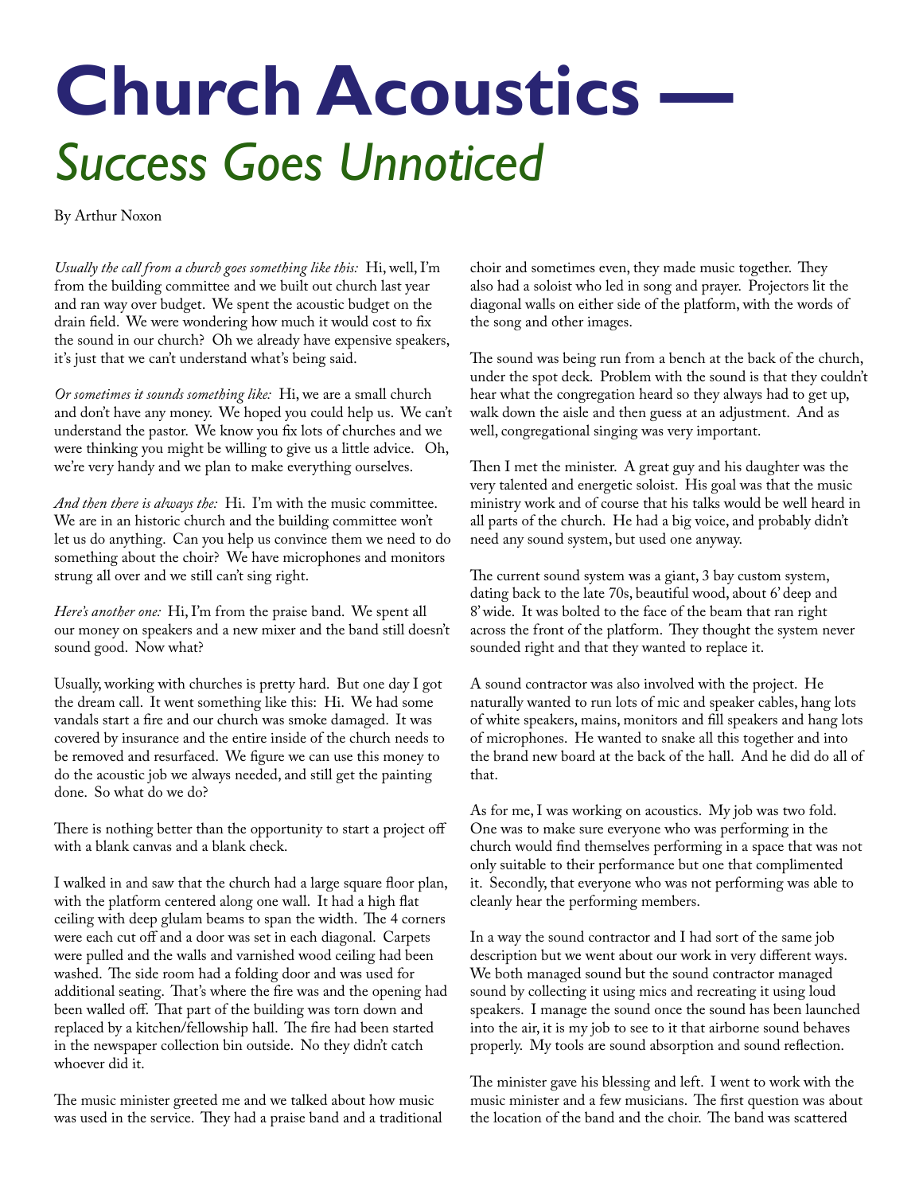# Church Acoustics —

## *Success Goes Unnoticed*

By Arthur Noxon

*Usually the call from a church goes something like this:* Hi, well, I'm from the building committee and we built out church last year and ran way over budget. We spent the acoustic budget on the drain field. We were wondering how much it would cost to fix the sound in our church? Oh we already have expensive speakers, it's just that we can't understand what's being said.

*Or sometimes it sounds something like:* Hi, we are a small church and don't have any money. We hoped you could help us. We can't understand the pastor. We know you fix lots of churches and we were thinking you might be willing to give us a little advice. Oh, we're very handy and we plan to make everything ourselves.

*And then there is always the:* Hi. I'm with the music committee. We are in an historic church and the building committee won't let us do anything. Can you help us convince them we need to do something about the choir? We have microphones and monitors strung all over and we still can't sing right.

*Here's another one:* Hi, I'm from the praise band. We spent all our money on speakers and a new mixer and the band still doesn't sound good. Now what?

Usually, working with churches is pretty hard. But one day I got the dream call. It went something like this: Hi. We had some vandals start a fire and our church was smoke damaged. It was covered by insurance and the entire inside of the church needs to be removed and resurfaced. We figure we can use this money to do the acoustic job we always needed, and still get the painting done. So what do we do?

There is nothing better than the opportunity to start a project off with a blank canvas and a blank check.

I walked in and saw that the church had a large square floor plan, with the platform centered along one wall. It had a high flat ceiling with deep glulam beams to span the width. The 4 corners were each cut off and a door was set in each diagonal. Carpets were pulled and the walls and varnished wood ceiling had been washed. The side room had a folding door and was used for additional seating. That's where the fire was and the opening had been walled off. That part of the building was torn down and replaced by a kitchen/fellowship hall. The fire had been started in the newspaper collection bin outside. No they didn't catch whoever did it.

The music minister greeted me and we talked about how music was used in the service. They had a praise band and a traditional choir and sometimes even, they made music together. They also had a soloist who led in song and prayer. Projectors lit the diagonal walls on either side of the platform, with the words of the song and other images.

The sound was being run from a bench at the back of the church, under the spot deck. Problem with the sound is that they couldn't hear what the congregation heard so they always had to get up, walk down the aisle and then guess at an adjustment. And as well, congregational singing was very important.

Then I met the minister. A great guy and his daughter was the very talented and energetic soloist. His goal was that the music ministry work and of course that his talks would be well heard in all parts of the church. He had a big voice, and probably didn't need any sound system, but used one anyway.

The current sound system was a giant, 3 bay custom system, dating back to the late 70s, beautiful wood, about 6' deep and 8' wide. It was bolted to the face of the beam that ran right across the front of the platform. They thought the system never sounded right and that they wanted to replace it.

A sound contractor was also involved with the project. He naturally wanted to run lots of mic and speaker cables, hang lots of white speakers, mains, monitors and fill speakers and hang lots of microphones. He wanted to snake all this together and into the brand new board at the back of the hall. And he did do all of that.

As for me, I was working on acoustics. My job was two fold. One was to make sure everyone who was performing in the church would find themselves performing in a space that was not only suitable to their performance but one that complimented it. Secondly, that everyone who was not performing was able to cleanly hear the performing members.

In a way the sound contractor and I had sort of the same job description but we went about our work in very different ways. We both managed sound but the sound contractor managed sound by collecting it using mics and recreating it using loud speakers. I manage the sound once the sound has been launched into the air, it is my job to see to it that airborne sound behaves properly. My tools are sound absorption and sound reflection.

The minister gave his blessing and left. I went to work with the music minister and a few musicians. The first question was about the location of the band and the choir. The band was scattered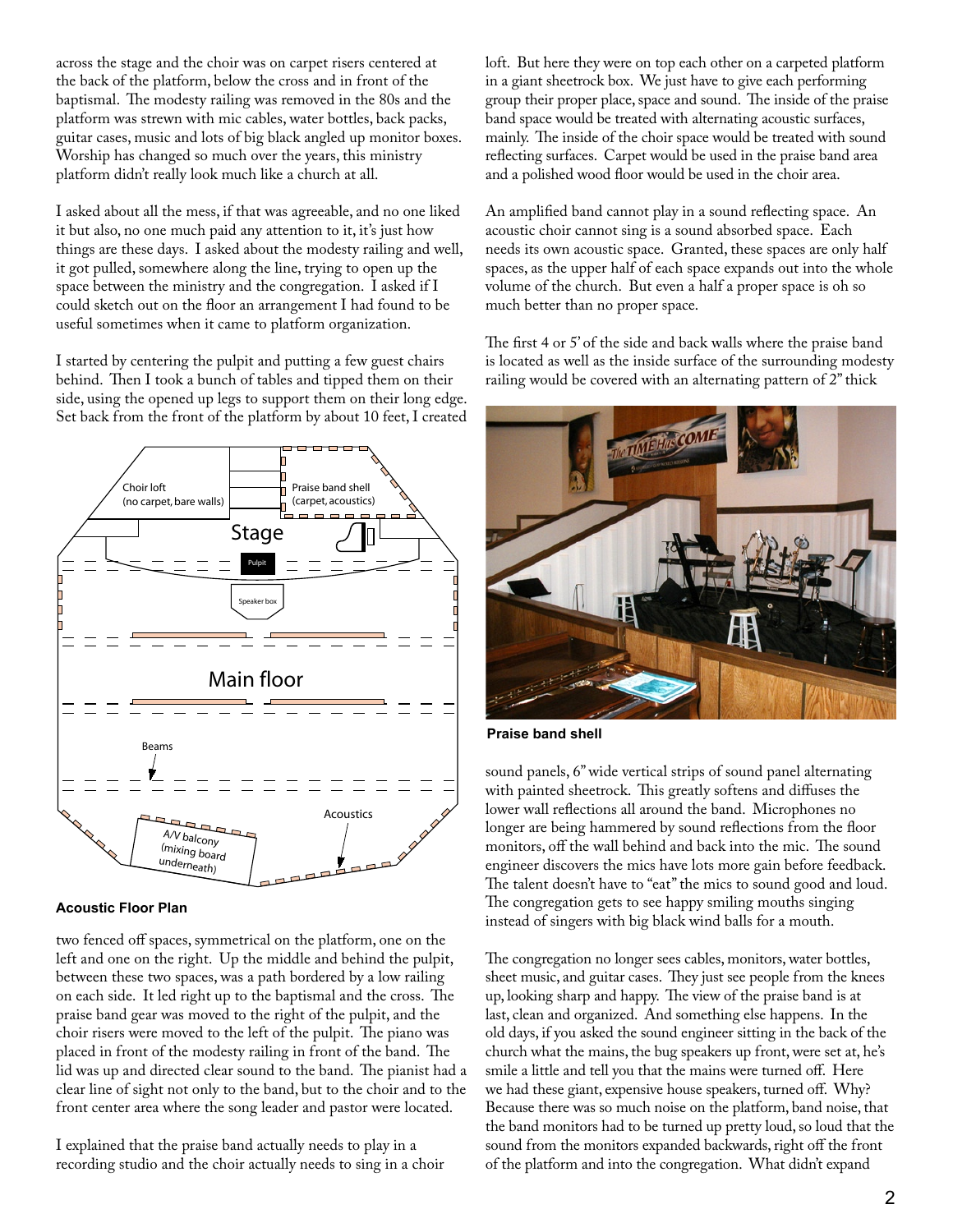across the stage and the choir was on carpet risers centered at the back of the platform, below the cross and in front of the baptismal. The modesty railing was removed in the 80s and the platform was strewn with mic cables, water bottles, back packs, guitar cases, music and lots of big black angled up monitor boxes. Worship has changed so much over the years, this ministry platform didn't really look much like a church at all.

I asked about all the mess, if that was agreeable, and no one liked it but also, no one much paid any attention to it, it's just how things are these days. I asked about the modesty railing and well, it got pulled, somewhere along the line, trying to open up the space between the ministry and the congregation. I asked if I could sketch out on the floor an arrangement I had found to be useful sometimes when it came to platform organization.

I started by centering the pulpit and putting a few guest chairs behind. Then I took a bunch of tables and tipped them on their side, using the opened up legs to support them on their long edge. Set back from the front of the platform by about 10 feet, I created two fenced off spaces, symmetrical on the platform, one on the left and one on the right. Up the middle and behind the pulpit, between these two spaces, was a path bordered by a low railing on each side. It led right up to the baptismal and the cross. The praise band gear was moved to the right of the pulpit, and the choir risers were moved to the left of the pulpit. The piano was placed in front of the modesty railing in front of the band. The lid was up and directed clear sound to the band. The pianist had a clear line of sight not only to the band, but to the choir and to the front center area where the song leader and pastor were located.

**Acoustic Floor Plan**

I explained that the praise band actually needs to play in a recording studio and the choir actually needs to sing in a choir loft. But here they were on top each other on a carpeted platform in a giant sheetrock box. We just have to give each performing group their proper place, space and sound. The inside of the praise band space would be treated with alternating acoustic surfaces, mainly. The inside of the choir space would be treated with sound reflecting surfaces. Carpet would be used in the praise band area and a polished wood floor would be used in the choir area.

An amplified band cannot play in a sound reflecting space. An acoustic choir cannot sing is a sound absorbed space. Each needs its own acoustic space. Granted, these spaces are only half spaces, as the upper half of each space expands out into the whole volume of the church. But even a half a proper space is oh so much better than no proper space.

The first 4 or 5' of the side and back walls where the praise band is located as well as the inside surface of the surrounding modesty railing would be covered with an alternating pattern of 2" thick sound panels, 6" wide vertical strips of sound panel alternating with painted sheetrock. This greatly softens and diffuses the lower wall reflections all around the band. Microphones no longer are being hammered by sound reflections from the floor monitors, off the wall behind and back into the mic. The sound engineer discovers the mics have lots more gain before feedback. The talent doesn't have to "eat" the mics to sound good and loud. The congregation gets to see happy smiling mouths singing instead of singers with big black wind balls for a mouth.

**Praise band shell**

The congregation no longer sees cables, monitors, water bottles, sheet music, and guitar cases. They just see people from the knees up, looking sharp and happy. The view of the praise band is at last, clean and organized. And something else happens. In the old days, if you asked the sound engineer sitting in the back of the church what the mains, the bug speakers up front, were set at, he's smile a little and tell you that the mains were turned off. Here we had these giant, expensive house speakers, turned off. Why? Because there was so much noise on the platform, band noise, that the band monitors had to be turned up pretty loud, so loud that the sound from the monitors expanded backwards, right off the front of the platform and into the congregation. What didn't expand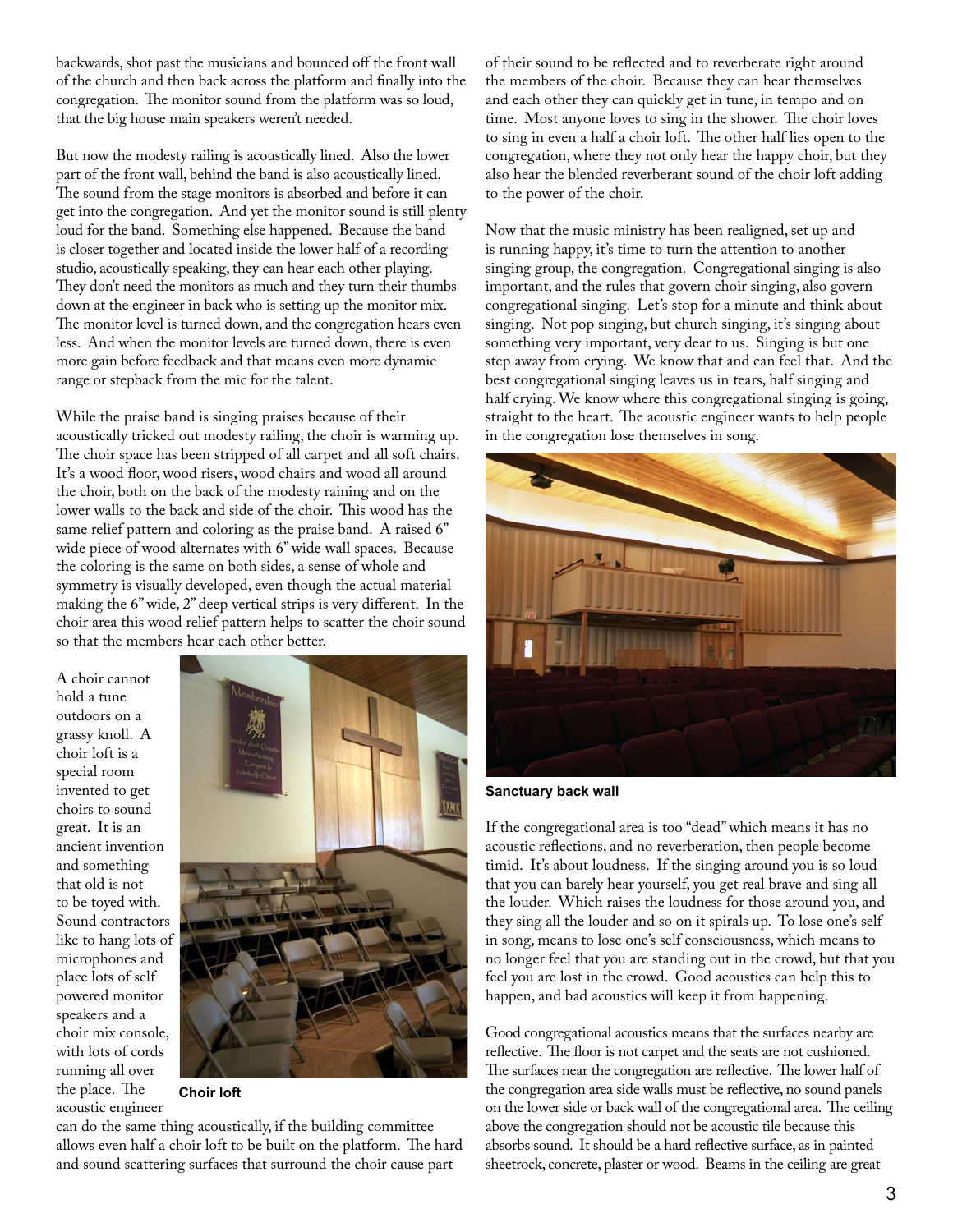backwards, shot past the musicians and bounced off the front wall of the church and then back across the platform and finally into the congregation. The monitor sound from the platform was so loud, that the big house main speakers weren't needed.

But now the modesty railing is acoustically lined. Also the lower part of the front wall, behind the band is also acoustically lined. The sound from the stage monitors is absorbed and before it can get into the congregation. And yet the monitor sound is still plenty loud for the band. Something else happened. Because the band is closer together and located inside the lower half of a recording studio, acoustically speaking, they can hear each other playing. They don't need the monitors as much and they turn their thumbs down at the engineer in back who is setting up the monitor mix. The monitor level is turned down, and the congregation hears even less. And when the monitor levels are turned down, there is even more gain before feedback and that means even more dynamic range or stepback from the mic for the talent.

While the praise band is singing praises because of their acoustically tricked out modesty railing, the choir is warming up. The choir space has been stripped of all carpet and all soft chairs. It's a wood floor, wood risers, wood chairs and wood all around the choir, both on the back of the modesty raining and on the lower walls to the back and side of the choir. This wood has the same relief pattern and coloring as the praise band. A raised 6" wide piece of wood alternates with 6" wide wall spaces. Because the coloring is the same on both sides, a sense of whole and symmetry is visually developed, even though the actual material making the 6" wide, 2" deep vertical strips is very different. In the choir area this wood relief pattern helps to scatter the choir sound so that the members hear each other better.

A choir cannot hold a tune outdoors on a grassy knoll. A choir loft is a special room invented to get choirs to sound great. It is an ancient invention and something that old is not to be toyed with. Sound contractors like to hang lots of microphones and place lots of self powered monitor speakers and a choir mix console, with lots of cords running all over the place. The acoustic engineer can do the same thing acoustically, if the building committee allows even half a choir loft to be built on the platform. The hard and sound scattering surfaces that surround the choir cause part of their sound to be reflected and to reverberate right around the members of the choir. Because they can hear themselves and each other they can quickly get in tune, in tempo and on time. Most anyone loves to sing in the shower. The choir loves to sing in even a half a choir loft. The other half lies open to the congregation, where they not only hear the happy choir, but they also hear the blended reverberant sound of the choir loft adding to the power of the choir.

**Choir loft**

Now that the music ministry has been realigned, set up and is running happy, it's time to turn the attention to another singing group, the congregation. Congregational singing is also important, and the rules that govern choir singing, also govern congregational singing. Let's stop for a minute and think about singing. Not pop singing, but church singing, it's singing about something very important, very dear to us. Singing is but one step away from crying. We know that and can feel that. And the best congregational singing leaves us in tears, half singing and half crying. We know where this congregational singing is going, straight to the heart. The acoustic engineer wants to help people in the congregation lose themselves in song.

**Sanctuary back wall**

If the congregational area is too "dead" which means it has no acoustic reflections, and no reverberation, then people become timid. It's about loudness. If the singing around you is so loud that you can barely hear yourself, you get real brave and sing all the louder. Which raises the loudness for those around you, and they sing all the louder and so on it spirals up. To lose one's self in song, means to lose one's self consciousness, which means to no longer feel that you are standing out in the crowd, but that you feel you are lost in the crowd. Good acoustics can help this to happen, and bad acoustics will keep it from happening.

Good congregational acoustics means that the surfaces nearby are reflective. The floor is not carpet and the seats are not cushioned. The surfaces near the congregation are reflective. The lower half of the congregation area side walls must be reflective, no sound panels on the lower side or back wall of the congregational area. The ceiling above the congregation should not be acoustic tile because this absorbs sound. It should be a hard reflective surface, as in painted sheetrock, concrete, plaster or wood. Beams in the ceiling are great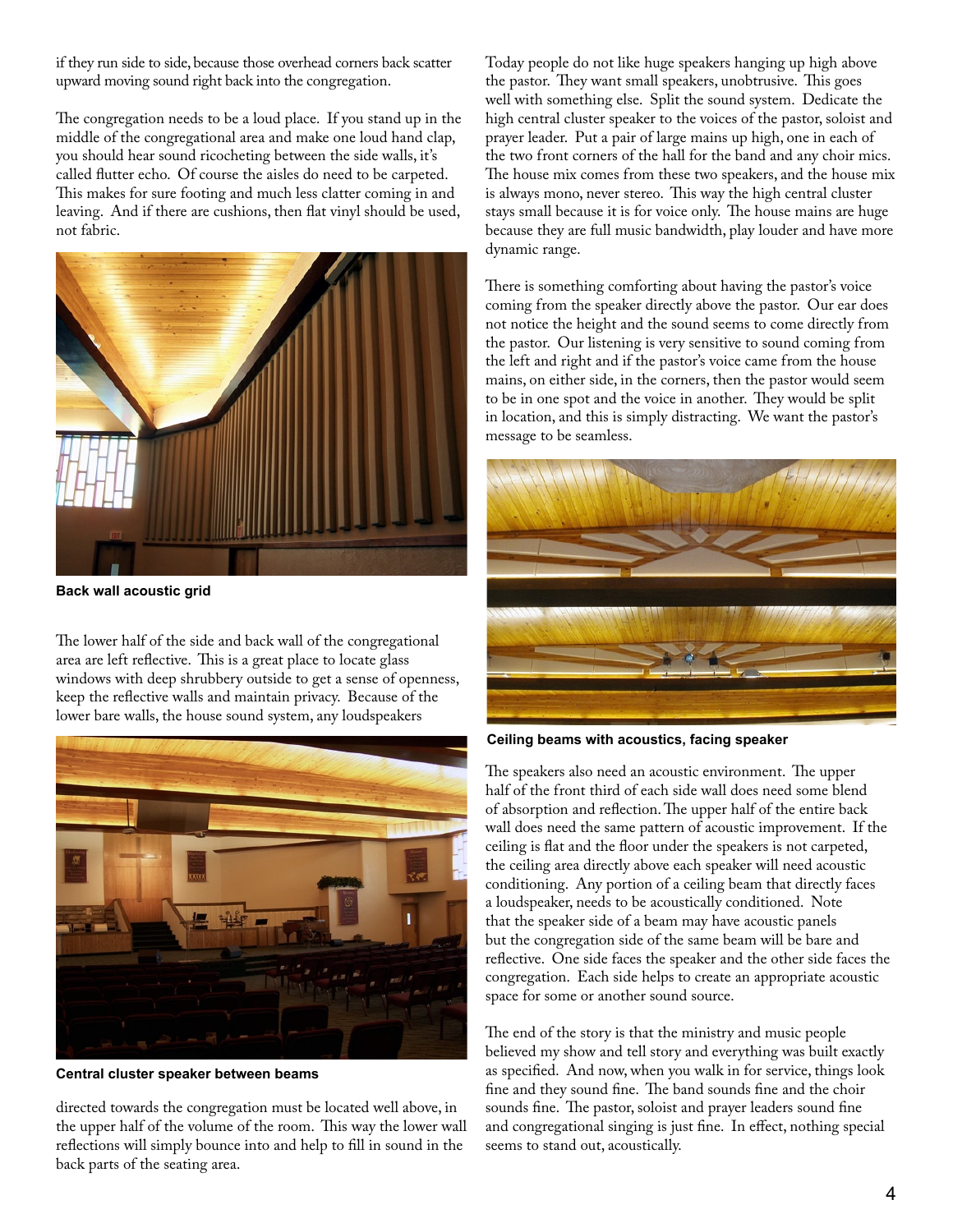if they run side to side, because those overhead corners back scatter upward moving sound right back into the congregation.

The congregation needs to be a loud place. If you stand up in the middle of the congregational area and make one loud hand clap, you should hear sound ricocheting between the side walls, it's called flutter echo. Of course the aisles do need to be carpeted. This makes for sure footing and much less clatter coming in and leaving. And if there are cushions, then flat vinyl should be used, not fabric.

**Back wall acoustic grid**

The lower half of the side and back wall of the congregational area are left reflective. This is a great place to locate glass windows with deep shrubbery outside to get a sense of openness, keep the reflective walls and maintain privacy. Because of the lower bare walls, the house sound system, any loudspeakers directed towards the congregation must be located well above, in the upper half of the volume of the room. This way the lower wall reflections will simply bounce into and help to fill in sound in the back parts of the seating area.

**Central cluster speaker between beams**

Today people do not like huge speakers hanging up high above the pastor. They want small speakers, unobtrusive. This goes well with something else. Split the sound system. Dedicate the high central cluster speaker to the voices of the pastor, soloist and prayer leader. Put a pair of large mains up high, one in each of the two front corners of the hall for the band and any choir mics. The house mix comes from these two speakers, and the house mix is always mono, never stereo. This way the high central cluster stays small because it is for voice only. The house mains are huge because they are full music bandwidth, play louder and have more dynamic range.

There is something comforting about having the pastor's voice coming from the speaker directly above the pastor. Our ear does not notice the height and the sound seems to come directly from the pastor. Our listening is very sensitive to sound coming from the left and right and if the pastor's voice came from the house mains, on either side, in the corners, then the pastor would seem to be in one spot and the voice in another. They would be split in location, and this is simply distracting. We want the pastor's message to be seamless.

**Ceiling beams with acoustics, facing speaker**

The speakers also need an acoustic environment. The upper half of the front third of each side wall does need some blend of absorption and reflection. The upper half of the entire back wall does need the same pattern of acoustic improvement. If the ceiling is flat and the floor under the speakers is not carpeted, the ceiling area directly above each speaker will need acoustic conditioning. Any portion of a ceiling beam that directly faces a loudspeaker, needs to be acoustically conditioned. Note that the speaker side of a beam may have acoustic panels but the congregation side of the same beam will be bare and reflective. One side faces the speaker and the other side faces the congregation. Each side helps to create an appropriate acoustic space for some or another sound source.

The end of the story is that the ministry and music people believed my show and tell story and everything was built exactly as specified. And now, when you walk in for service, things look fine and they sound fine. The band sounds fine and the choir sounds fine. The pastor, soloist and prayer leaders sound fine and congregational singing is just fine. In effect, nothing special seems to stand out, acoustically.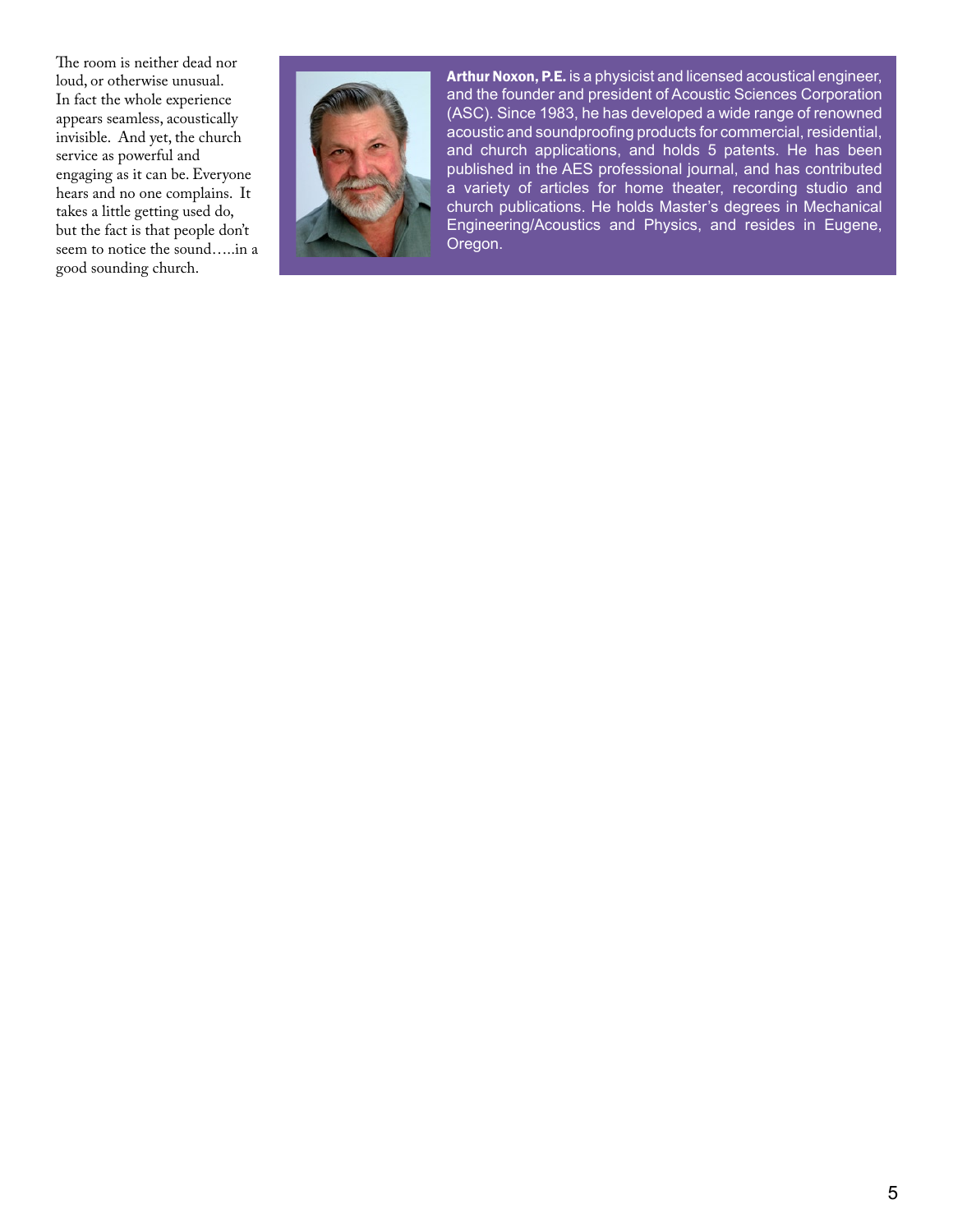The room is neither dead nor loud, or otherwise unusual. In fact the whole experience appears seamless, acoustically invisible. And yet, the church service as powerful and engaging as it can be. Everyone hears and no one complains. It takes a little getting used do, but the fact is that people don't seem to notice the sound…..in a good sounding church.

**Arthur Noxon, P.E.** is a physicist and licensed acoustical engineer, and the founder and president of Acoustic Sciences Corporation (ASC). Since 1983, he has developed a wide range of renowned acoustic and soundproofing products for commercial, residential, and church applications, and holds 5 patents. He has been published in the AES professional journal, and has contributed a variety of articles for home theater, recording studio and church publications. He holds Master's degrees in Mechanical Engineering/Acoustics and Physics, and resides in Eugene, Oregon.